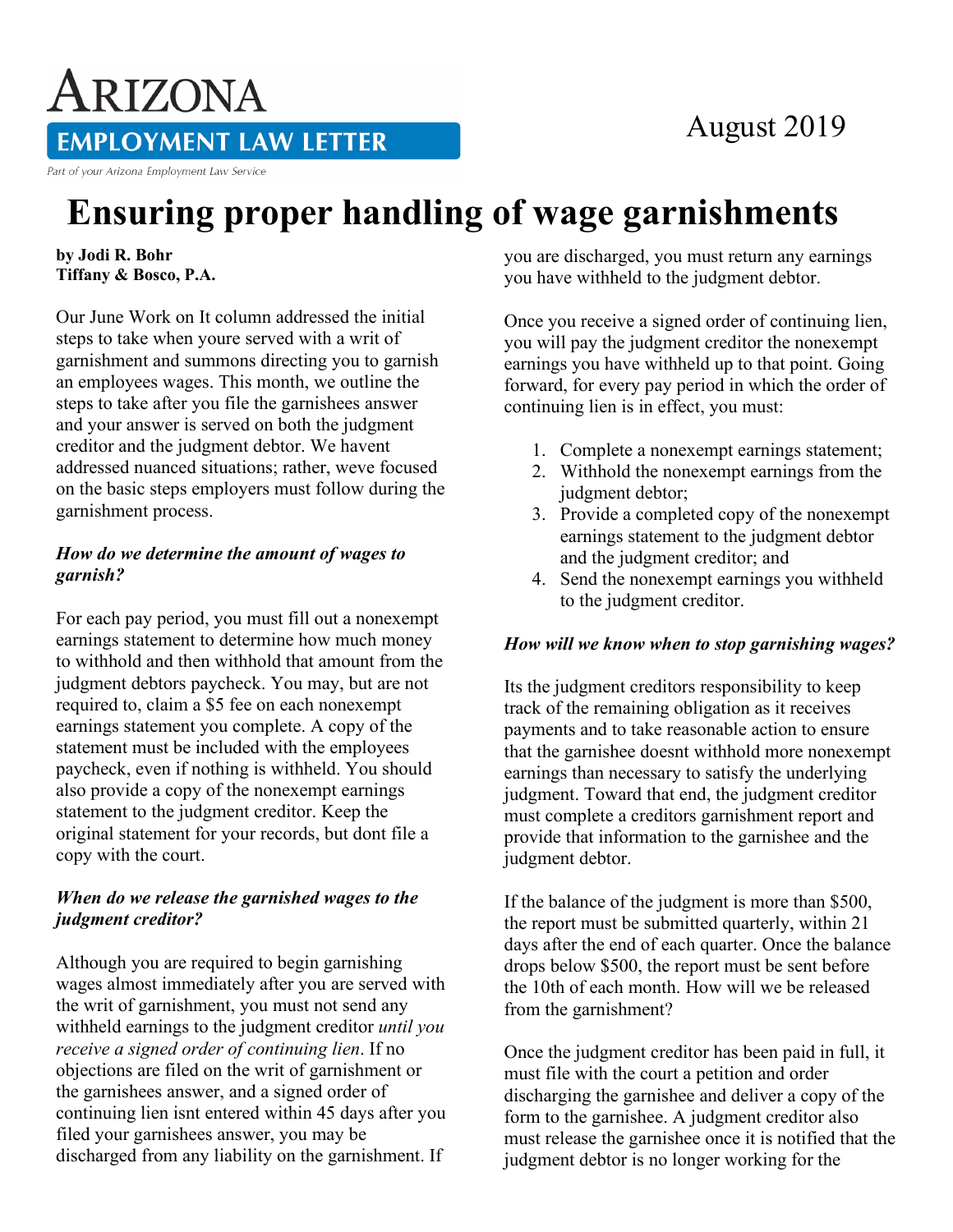ARIZONA

EMPLOYMENT LAW LETTER

Part of your Arizona Employment Law Service

August 2019

# Ensuring proper handling of wage garnishments

**by Jodi R. Bohr**
**Tiffany & Bosco, P.A.**

Our June Work on It column addressed the initial steps to take when youre served with a writ of garnishment and summons directing you to garnish an employees wages. This month, we outline the steps to take after you file the garnishees answer and your answer is served on both the judgment creditor and the judgment debtor. We havent addressed nuanced situations; rather, weve focused on the basic steps employers must follow during the garnishment process.

***How do we determine the amount of wages to garnish?***

For each pay period, you must fill out a nonexempt earnings statement to determine how much money to withhold and then withhold that amount from the judgment debtors paycheck. You may, but are not required to, claim a $5 fee on each nonexempt earnings statement you complete. A copy of the statement must be included with the employees paycheck, even if nothing is withheld. You should also provide a copy of the nonexempt earnings statement to the judgment creditor. Keep the original statement for your records, but dont file a copy with the court.

***When do we release the garnished wages to the judgment creditor?***

Although you are required to begin garnishing wages almost immediately after you are served with the writ of garnishment, you must not send any withheld earnings to the judgment creditor *until you receive a signed order of continuing lien*. If no objections are filed on the writ of garnishment or the garnishees answer, and a signed order of continuing lien isnt entered within 45 days after you filed your garnishees answer, you may be discharged from any liability on the garnishment. If you are discharged, you must return any earnings you have withheld to the judgment debtor.

Once you receive a signed order of continuing lien, you will pay the judgment creditor the nonexempt earnings you have withheld up to that point. Going forward, for every pay period in which the order of continuing lien is in effect, you must:

1. Complete a nonexempt earnings statement;
2. Withhold the nonexempt earnings from the judgment debtor;
3. Provide a completed copy of the nonexempt earnings statement to the judgment debtor and the judgment creditor; and
4. Send the nonexempt earnings you withheld to the judgment creditor.

***How will we know when to stop garnishing wages?***

Its the judgment creditors responsibility to keep track of the remaining obligation as it receives payments and to take reasonable action to ensure that the garnishee doesnt withhold more nonexempt earnings than necessary to satisfy the underlying judgment. Toward that end, the judgment creditor must complete a creditors garnishment report and provide that information to the garnishee and the judgment debtor.

If the balance of the judgment is more than $500, the report must be submitted quarterly, within 21 days after the end of each quarter. Once the balance drops below $500, the report must be sent before the 10th of each month. How will we be released from the garnishment?

Once the judgment creditor has been paid in full, it must file with the court a petition and order discharging the garnishee and deliver a copy of the form to the garnishee. A judgment creditor also must release the garnishee once it is notified that the judgment debtor is no longer working for the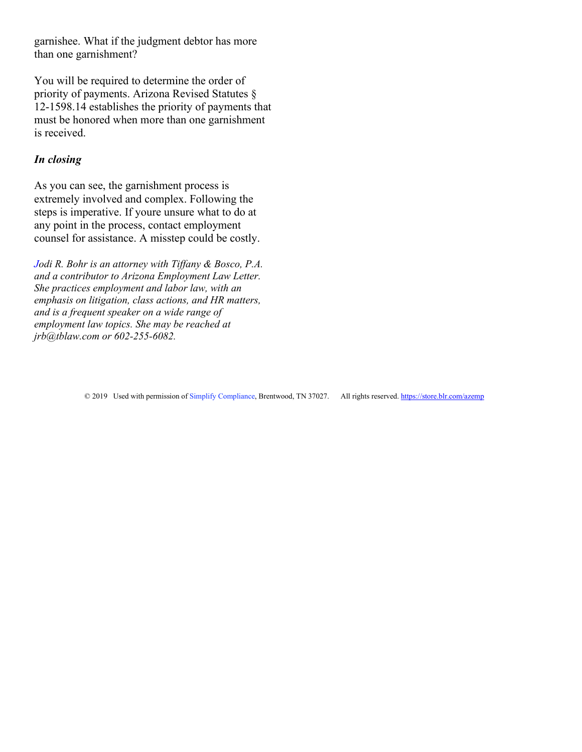garnishee. What if the judgment debtor has more than one garnishment?

You will be required to determine the order of priority of payments. Arizona Revised Statutes § 12-1598.14 establishes the priority of payments that must be honored when more than one garnishment is received.

***In closing***

As you can see, the garnishment process is extremely involved and complex. Following the steps is imperative. If youre unsure what to do at any point in the process, contact employment counsel for assistance. A misstep could be costly.

*Jodi R. Bohr is an attorney with Tiffany & Bosco, P.A. and a contributor to Arizona Employment Law Letter. She practices employment and labor law, with an emphasis on litigation, class actions, and HR matters, and is a frequent speaker on a wide range of employment law topics. She may be reached at jrb@tblaw.com or 602-255-6082.*

© 2019 Used with permission of Simplify Compliance, Brentwood, TN 37027. All rights reserved. https://store.blr.com/azemp